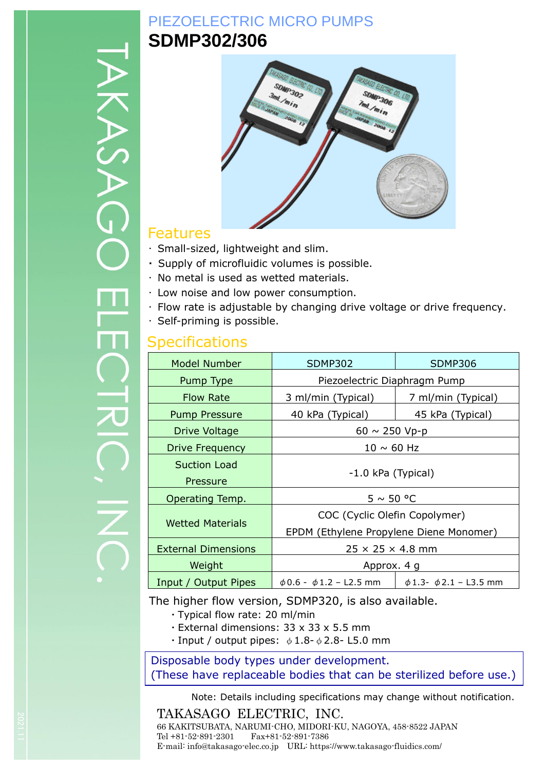# PIEZOELECTRIC MICRO PUMPS

# SDMP302/306

## Features

- Small-sized, lightweight and slim.
- Supply of microfluidic volumes is possible.
- No metal is used as wetted materials.
- Low noise and low power consumption.
- Flow rate is adjustable by changing drive voltage or drive frequency.
- Self-priming is possible.

## Specifications

| Model Number | SDMP302 | SDMP306 |
|---|---|---|
| Pump Type | Piezoelectric Diaphragm Pump | |
| Flow Rate | 3 ml/min (Typical) | 7 ml/min (Typical) |
| Pump Pressure | 40 kPa (Typical) | 45 kPa (Typical) |
| Drive Voltage | 60 ~ 250 Vp-p | |
| Drive Frequency | 10 ~ 60 Hz | |
| Suction Load Pressure | -1.0 kPa (Typical) | |
| Operating Temp. | 5 ~ 50 °C | |
| Wetted Materials | COC (Cyclic Olefin Copolymer)<br>EPDM (Ethylene Propylene Diene Monomer) | |
| External Dimensions | 25 × 25 × 4.8 mm | |
| Weight | Approx. 4 g | |
| Input / Output Pipes | ϕ0.6 - ϕ1.2 – L2.5 mm | ϕ1.3- ϕ2.1 – L3.5 mm |

The higher flow version, SDMP320, is also available.

- Typical flow rate: 20 ml/min
- External dimensions: 33 x 33 x 5.5 mm
- Input / output pipes: ϕ1.8-ϕ2.8- L5.0 mm

Disposable body types under development.
(These have replaceable bodies that can be sterilized before use.)

Note: Details including specifications may change without notification.

TAKASAGO ELECTRIC, INC.
66 KAKITSUBATA, NARUMI-CHO, MIDORI-KU, NAGOYA, 458-8522 JAPAN
Tel +81-52-891-2301 Fax+81-52-891-7386
E-mail: info@takasago-elec.co.jp URL: https://www.takasago-fluidics.com/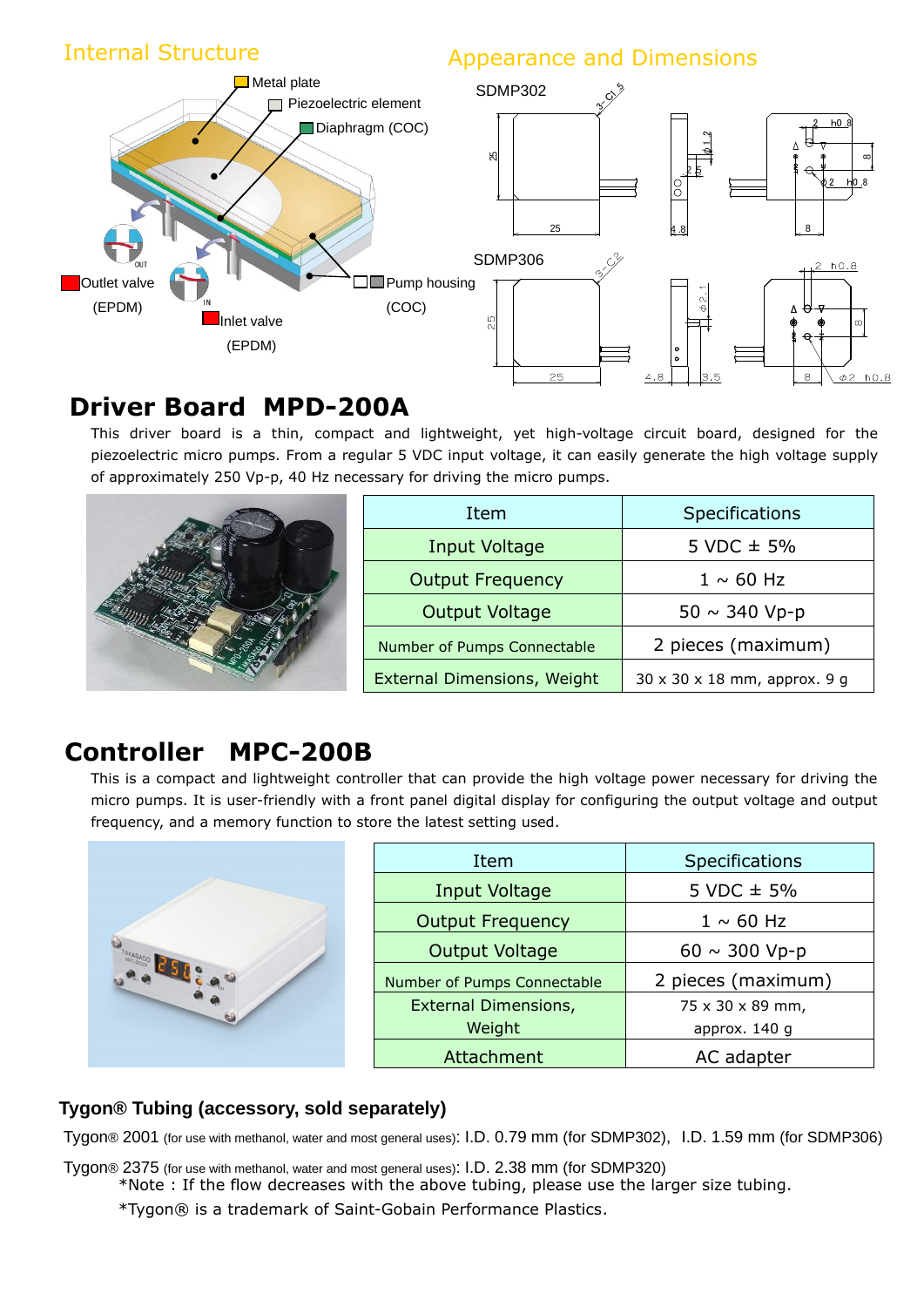## Internal Structure

Metal plate

Piezoelectric element

Diaphragm (COC)

Outlet valve (EPDM)

Inlet valve (EPDM)

Pump housing (COC)

OUT

IN

## Appearance and Dimensions

SDMP302

3-C1.5

25

25

φ1.2

2.5

4.8

2

h0.8

8

φ2

h0.8

8

SDMP306

3-C2

25

25

φ2.1

4.8

3.5

2

h0.8

8

8

φ2

h0.8

## Driver Board MPD-200A

This driver board is a thin, compact and lightweight, yet high-voltage circuit board, designed for the piezoelectric micro pumps. From a regular 5 VDC input voltage, it can easily generate the high voltage supply of approximately 250 Vp-p, 40 Hz necessary for driving the micro pumps.

| Item | Specifications |
|---|---|
| Input Voltage | 5 VDC ± 5% |
| Output Frequency | 1 ~ 60 Hz |
| Output Voltage | 50 ~ 340 Vp-p |
| Number of Pumps Connectable | 2 pieces (maximum) |
| External Dimensions, Weight | 30 x 30 x 18 mm, approx. 9 g |

## Controller MPC-200B

This is a compact and lightweight controller that can provide the high voltage power necessary for driving the micro pumps. It is user-friendly with a front panel digital display for configuring the output voltage and output frequency, and a memory function to store the latest setting used.

| Item | Specifications |
|---|---|
| Input Voltage | 5 VDC ± 5% |
| Output Frequency | 1 ~ 60 Hz |
| Output Voltage | 60 ~ 300 Vp-p |
| Number of Pumps Connectable | 2 pieces (maximum) |
| External Dimensions, Weight | 75 x 30 x 89 mm, approx. 140 g |
| Attachment | AC adapter |

### Tygon® Tubing (accessory, sold separately)

Tygon® 2001 (for use with methanol, water and most general uses): I.D. 0.79 mm (for SDMP302), I.D. 1.59 mm (for SDMP306)

Tygon® 2375 (for use with methanol, water and most general uses): I.D. 2.38 mm (for SDMP320)

*Note : If the flow decreases with the above tubing, please use the larger size tubing.

*Tygon® is a trademark of Saint-Gobain Performance Plastics.